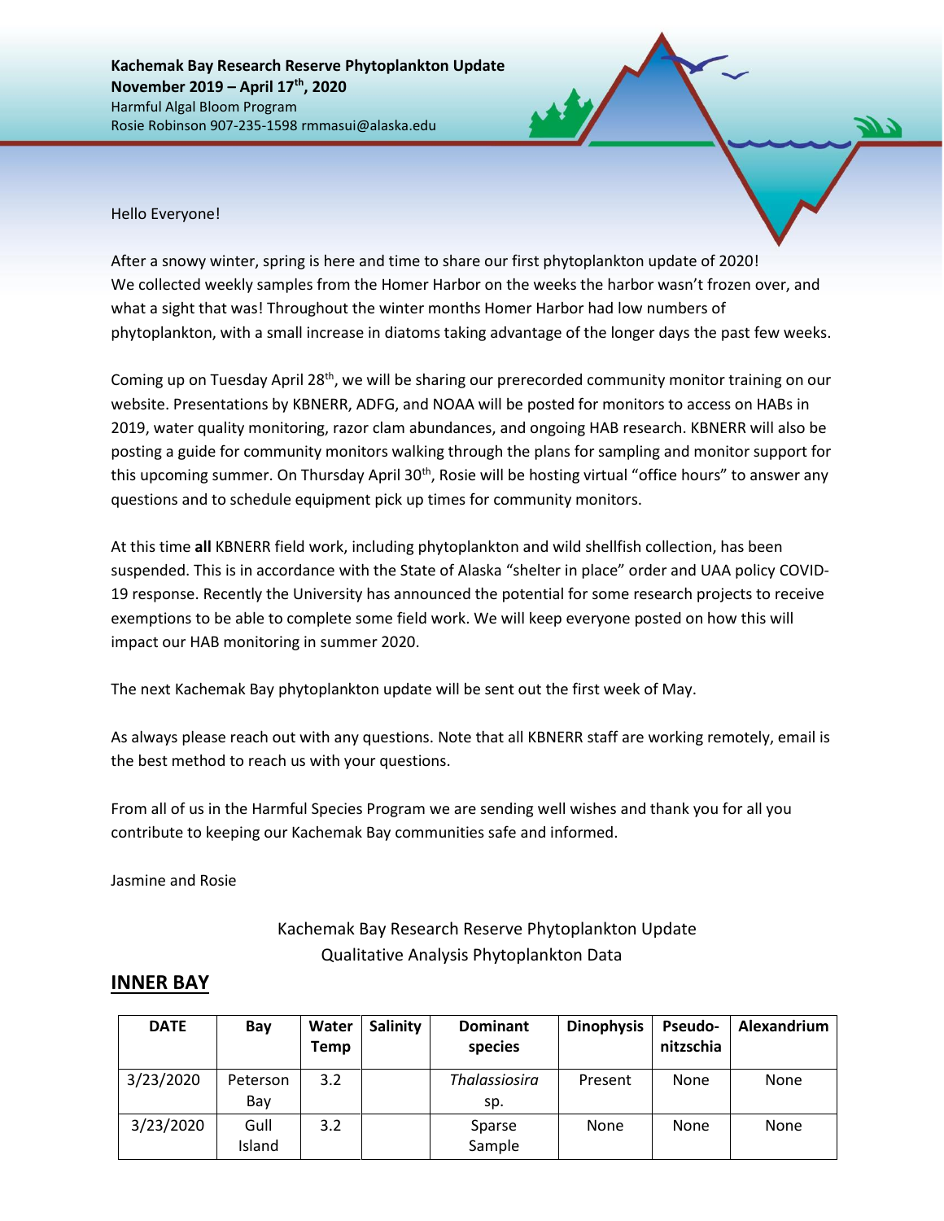**Kachemak Bay Research Reserve Phytoplankton Update**
**November 2019 – April 17th, 2020**
Harmful Algal Bloom Program
Rosie Robinson 907-235-1598 rmmasui@alaska.edu

Hello Everyone!

After a snowy winter, spring is here and time to share our first phytoplankton update of 2020! We collected weekly samples from the Homer Harbor on the weeks the harbor wasn't frozen over, and what a sight that was! Throughout the winter months Homer Harbor had low numbers of phytoplankton, with a small increase in diatoms taking advantage of the longer days the past few weeks.

Coming up on Tuesday April 28th, we will be sharing our prerecorded community monitor training on our website. Presentations by KBNERR, ADFG, and NOAA will be posted for monitors to access on HABs in 2019, water quality monitoring, razor clam abundances, and ongoing HAB research. KBNERR will also be posting a guide for community monitors walking through the plans for sampling and monitor support for this upcoming summer. On Thursday April 30th, Rosie will be hosting virtual "office hours" to answer any questions and to schedule equipment pick up times for community monitors.

At this time **all** KBNERR field work, including phytoplankton and wild shellfish collection, has been suspended. This is in accordance with the State of Alaska "shelter in place" order and UAA policy COVID-19 response. Recently the University has announced the potential for some research projects to receive exemptions to be able to complete some field work. We will keep everyone posted on how this will impact our HAB monitoring in summer 2020.

The next Kachemak Bay phytoplankton update will be sent out the first week of May.

As always please reach out with any questions. Note that all KBNERR staff are working remotely, email is the best method to reach us with your questions.

From all of us in the Harmful Species Program we are sending well wishes and thank you for all you contribute to keeping our Kachemak Bay communities safe and informed.

Jasmine and Rosie

Kachemak Bay Research Reserve Phytoplankton Update
Qualitative Analysis Phytoplankton Data

## INNER BAY

| DATE | Bay | Water Temp | Salinity | Dominant species | Dinophysis | Pseudo-nitzschia | Alexandrium |
|---|---|---|---|---|---|---|---|
| 3/23/2020 | Peterson Bay | 3.2 | | *Thalassiosira* sp. | Present | None | None |
| 3/23/2020 | Gull Island | 3.2 | | Sparse Sample | None | None | None |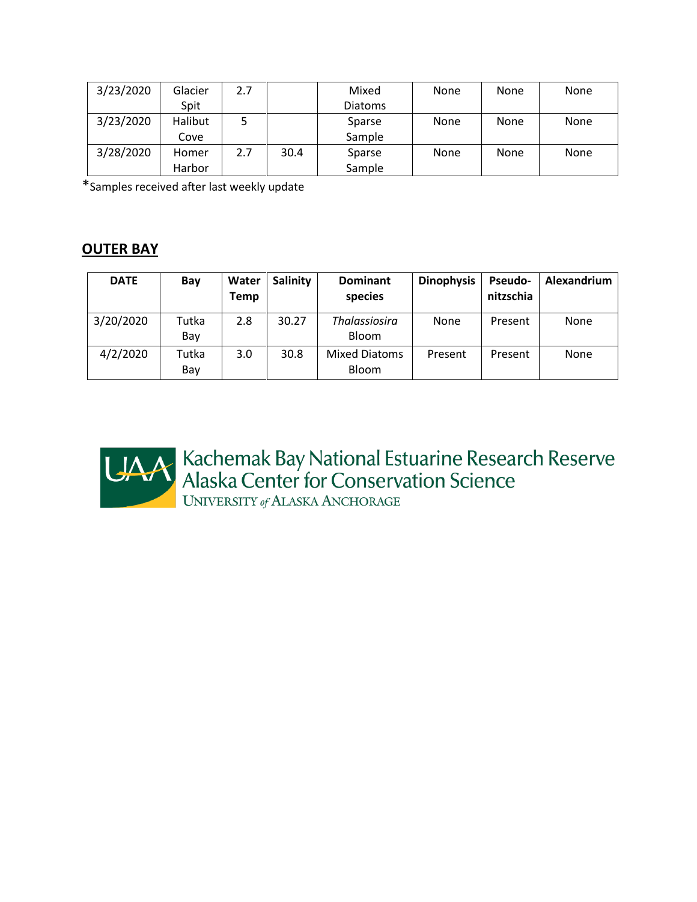| | | | | | | | |
|---|---|---|---|---|---|---|---|
| 3/23/2020 | Glacier Spit | 2.7 | | Mixed Diatoms | None | None | None |
| 3/23/2020 | Halibut Cove | 5 | | Sparse Sample | None | None | None |
| 3/28/2020 | Homer Harbor | 2.7 | 30.4 | Sparse Sample | None | None | None |

*Samples received after last weekly update

## OUTER BAY

| DATE | Bay | Water Temp | Salinity | Dominant species | Dinophysis | Pseudo-nitzschia | Alexandrium |
|---|---|---|---|---|---|---|---|
| 3/20/2020 | Tutka Bay | 2.8 | 30.27 | *Thalassiosira* Bloom | None | Present | None |
| 4/2/2020 | Tutka Bay | 3.0 | 30.8 | Mixed Diatoms Bloom | Present | Present | None |

Kachemak Bay National Estuarine Research Reserve
Alaska Center for Conservation Science
University of Alaska Anchorage